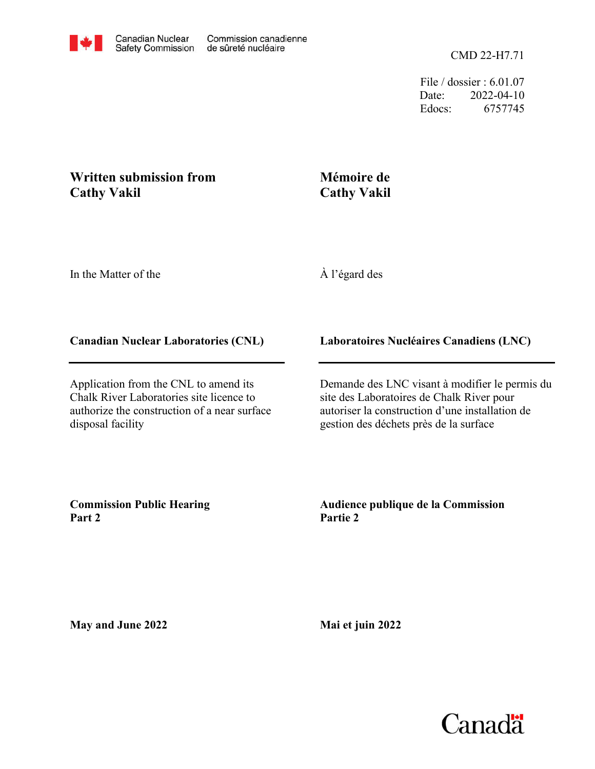Canadian Nuclear Safety Commission | Commission canadienne de sûreté nucléaire

CMD 22-H7.71

File / dossier : 6.01.07
Date: 2022-04-10
Edocs: 6757745

**Written submission from Cathy Vakil**

**Mémoire de Cathy Vakil**

In the Matter of the

À l'égard des

**Canadian Nuclear Laboratories (CNL)**

**Laboratoires Nucléaires Canadiens (LNC)**

Application from the CNL to amend its Chalk River Laboratories site licence to authorize the construction of a near surface disposal facility

Demande des LNC visant à modifier le permis du site des Laboratoires de Chalk River pour autoriser la construction d'une installation de gestion des déchets près de la surface

**Commission Public Hearing Part 2**

**Audience publique de la Commission Partie 2**

**May and June 2022**

**Mai et juin 2022**

Canada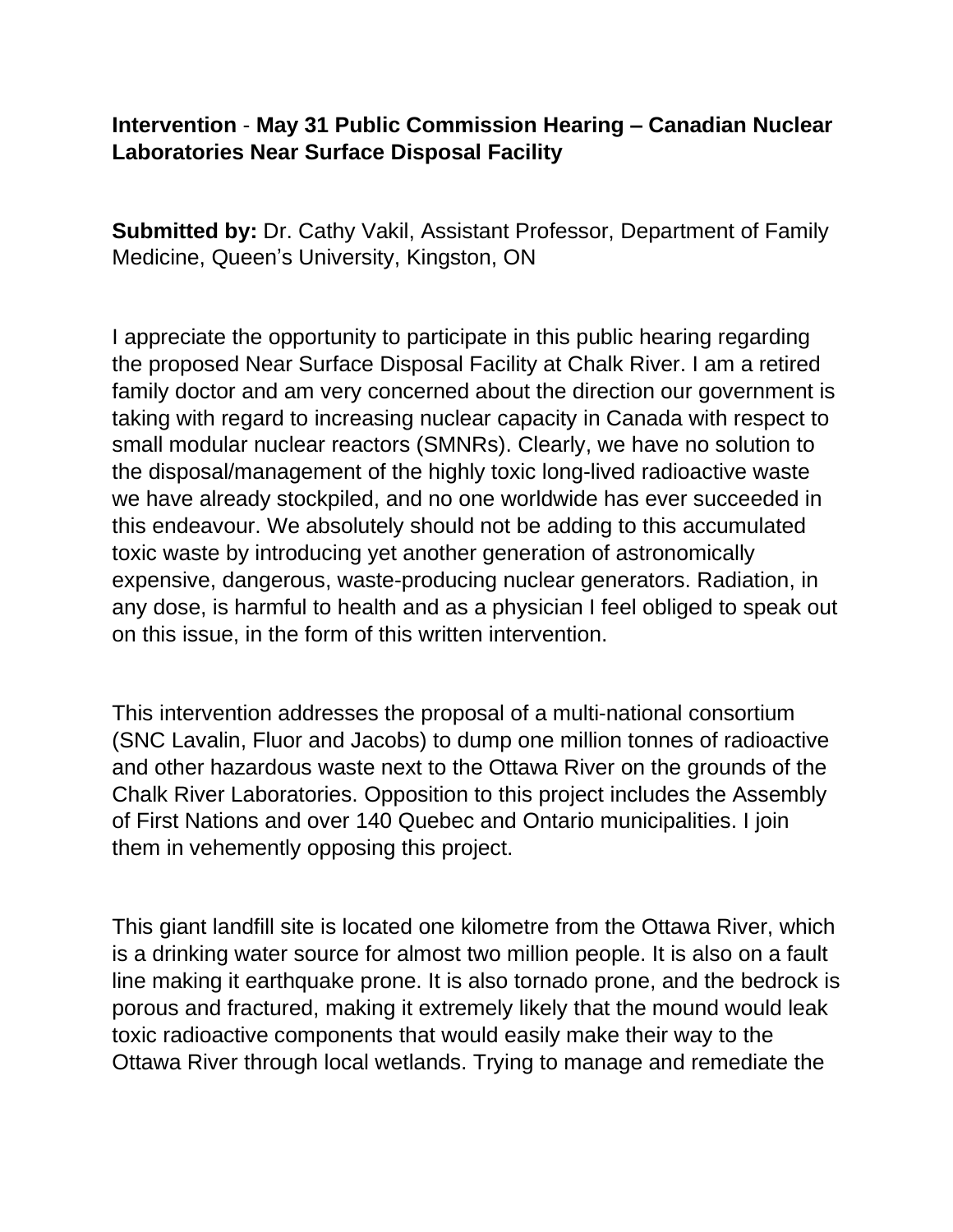**Intervention** - **May 31 Public Commission Hearing – Canadian Nuclear Laboratories Near Surface Disposal Facility**

**Submitted by:** Dr. Cathy Vakil, Assistant Professor, Department of Family Medicine, Queen's University, Kingston, ON

I appreciate the opportunity to participate in this public hearing regarding the proposed Near Surface Disposal Facility at Chalk River. I am a retired family doctor and am very concerned about the direction our government is taking with regard to increasing nuclear capacity in Canada with respect to small modular nuclear reactors (SMNRs). Clearly, we have no solution to the disposal/management of the highly toxic long-lived radioactive waste we have already stockpiled, and no one worldwide has ever succeeded in this endeavour. We absolutely should not be adding to this accumulated toxic waste by introducing yet another generation of astronomically expensive, dangerous, waste-producing nuclear generators. Radiation, in any dose, is harmful to health and as a physician I feel obliged to speak out on this issue, in the form of this written intervention.

This intervention addresses the proposal of a multi-national consortium (SNC Lavalin, Fluor and Jacobs) to dump one million tonnes of radioactive and other hazardous waste next to the Ottawa River on the grounds of the Chalk River Laboratories. Opposition to this project includes the Assembly of First Nations and over 140 Quebec and Ontario municipalities. I join them in vehemently opposing this project.

This giant landfill site is located one kilometre from the Ottawa River, which is a drinking water source for almost two million people. It is also on a fault line making it earthquake prone. It is also tornado prone, and the bedrock is porous and fractured, making it extremely likely that the mound would leak toxic radioactive components that would easily make their way to the Ottawa River through local wetlands. Trying to manage and remediate the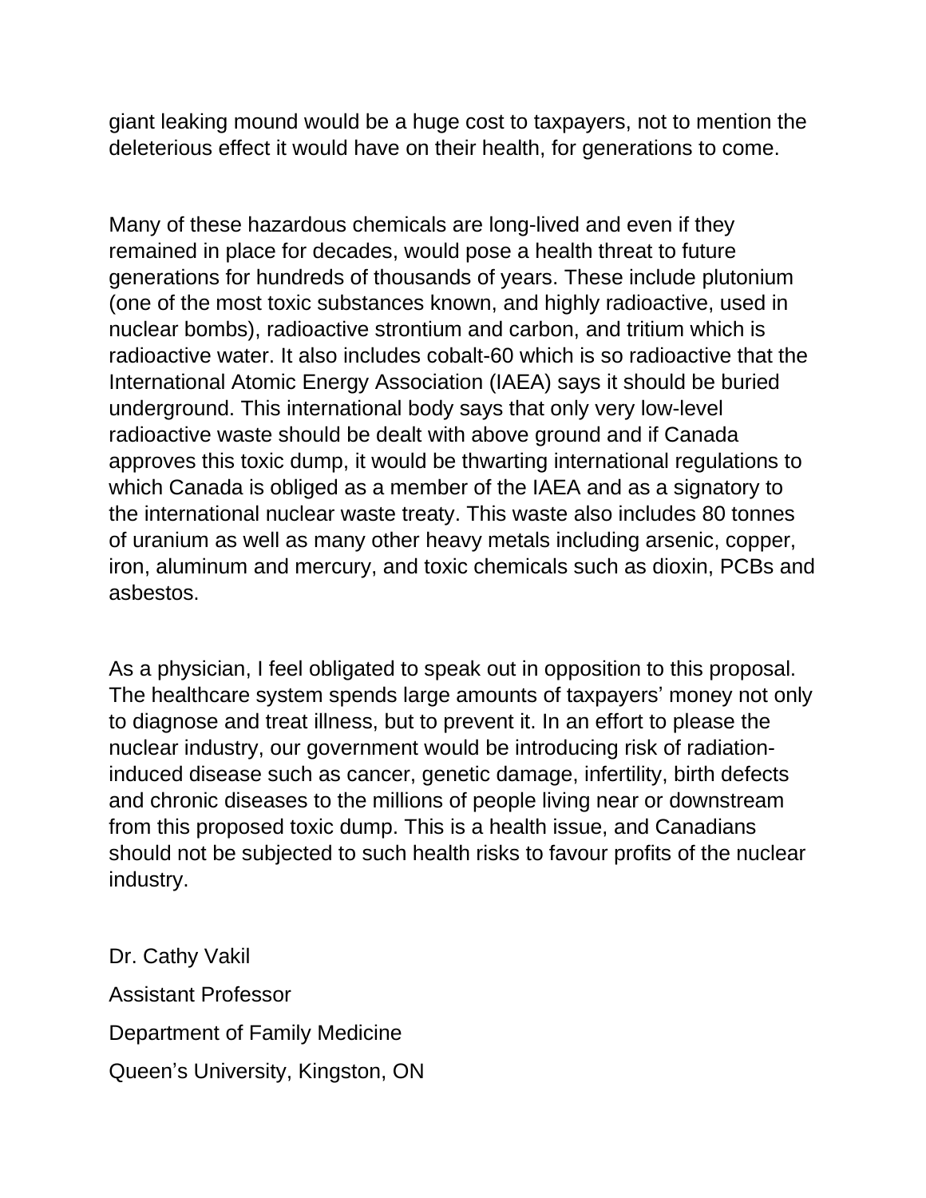giant leaking mound would be a huge cost to taxpayers, not to mention the deleterious effect it would have on their health, for generations to come.

Many of these hazardous chemicals are long-lived and even if they remained in place for decades, would pose a health threat to future generations for hundreds of thousands of years. These include plutonium (one of the most toxic substances known, and highly radioactive, used in nuclear bombs), radioactive strontium and carbon, and tritium which is radioactive water. It also includes cobalt-60 which is so radioactive that the International Atomic Energy Association (IAEA) says it should be buried underground. This international body says that only very low-level radioactive waste should be dealt with above ground and if Canada approves this toxic dump, it would be thwarting international regulations to which Canada is obliged as a member of the IAEA and as a signatory to the international nuclear waste treaty. This waste also includes 80 tonnes of uranium as well as many other heavy metals including arsenic, copper, iron, aluminum and mercury, and toxic chemicals such as dioxin, PCBs and asbestos.

As a physician, I feel obligated to speak out in opposition to this proposal. The healthcare system spends large amounts of taxpayers' money not only to diagnose and treat illness, but to prevent it. In an effort to please the nuclear industry, our government would be introducing risk of radiation-induced disease such as cancer, genetic damage, infertility, birth defects and chronic diseases to the millions of people living near or downstream from this proposed toxic dump. This is a health issue, and Canadians should not be subjected to such health risks to favour profits of the nuclear industry.

Dr. Cathy Vakil

Assistant Professor

Department of Family Medicine

Queen's University, Kingston, ON